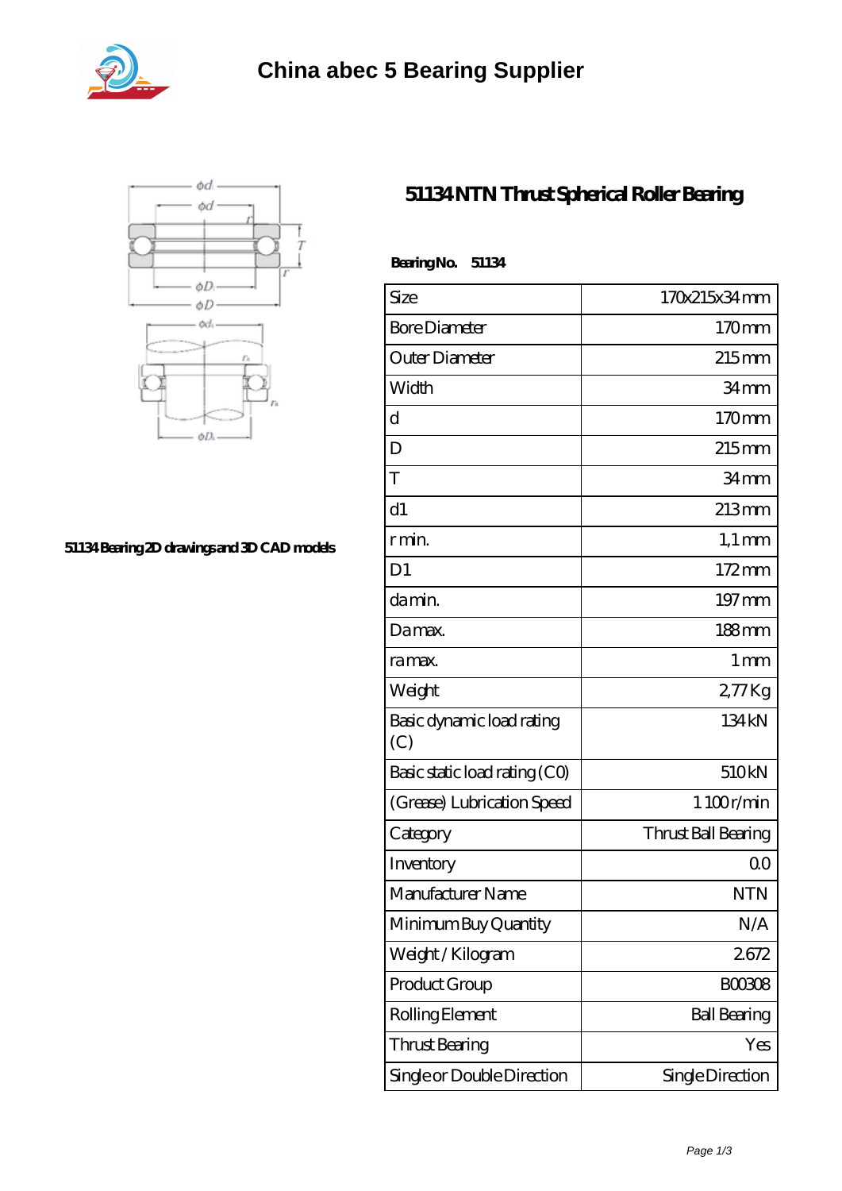# China abec 5 Bearing Supplier

51134 Bearing 2D drawings and 3D CAD models

## 51134 NTN Thrust Spherical Roller Bearing

**Bearing No. 51134**

| | |
|---|---|
| Size | 170x215x34 mm |
| Bore Diameter | 170 mm |
| Outer Diameter | 215 mm |
| Width | 34 mm |
| d | 170 mm |
| D | 215 mm |
| T | 34 mm |
| d1 | 213 mm |
| r min. | 1,1 mm |
| D1 | 172 mm |
| da min. | 197 mm |
| Da max. | 188 mm |
| ra max. | 1 mm |
| Weight | 2,77 Kg |
| Basic dynamic load rating (C) | 134 kN |
| Basic static load rating (C0) | 510 kN |
| (Grease) Lubrication Speed | 1 100 r/min |
| Category | Thrust Ball Bearing |
| Inventory | 0.0 |
| Manufacturer Name | NTN |
| Minimum Buy Quantity | N/A |
| Weight / Kilogram | 2.672 |
| Product Group | B00308 |
| Rolling Element | Ball Bearing |
| Thrust Bearing | Yes |
| Single or Double Direction | Single Direction |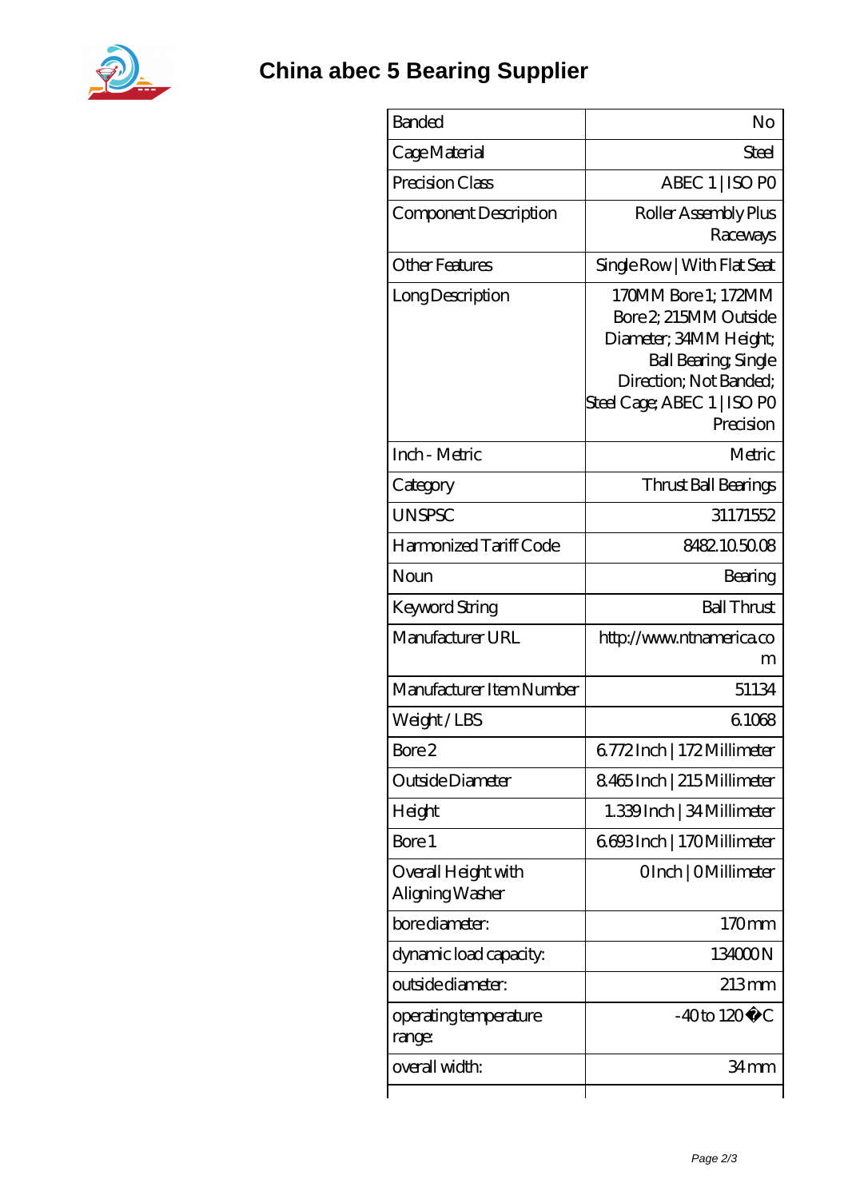# China abec 5 Bearing Supplier

| | |
|---|---|
| Banded | No |
| Cage Material | Steel |
| Precision Class | ABEC 1 \| ISO P0 |
| Component Description | Roller Assembly Plus Raceways |
| Other Features | Single Row \| With Flat Seat |
| Long Description | 170MM Bore 1; 172MM Bore 2; 215MM Outside Diameter; 34MM Height; Ball Bearing; Single Direction; Not Banded; Steel Cage; ABEC 1 \| ISO P0 Precision |
| Inch - Metric | Metric |
| Category | Thrust Ball Bearings |
| UNSPSC | 31171552 |
| Harmonized Tariff Code | 8482.10.50.08 |
| Noun | Bearing |
| Keyword String | Ball Thrust |
| Manufacturer URL | http://www.ntnamerica.com |
| Manufacturer Item Number | 51134 |
| Weight / LBS | 6.1068 |
| Bore 2 | 6.772 Inch \| 172 Millimeter |
| Outside Diameter | 8.465 Inch \| 215 Millimeter |
| Height | 1.339 Inch \| 34 Millimeter |
| Bore 1 | 6.693 Inch \| 170 Millimeter |
| Overall Height with Aligning Washer | 0 Inch \| 0 Millimeter |
| bore diameter: | 170 mm |
| dynamic load capacity: | 134000 N |
| outside diameter: | 213 mm |
| operating temperature range: | -40 to 120 �C |
| overall width: | 34 mm |
| | |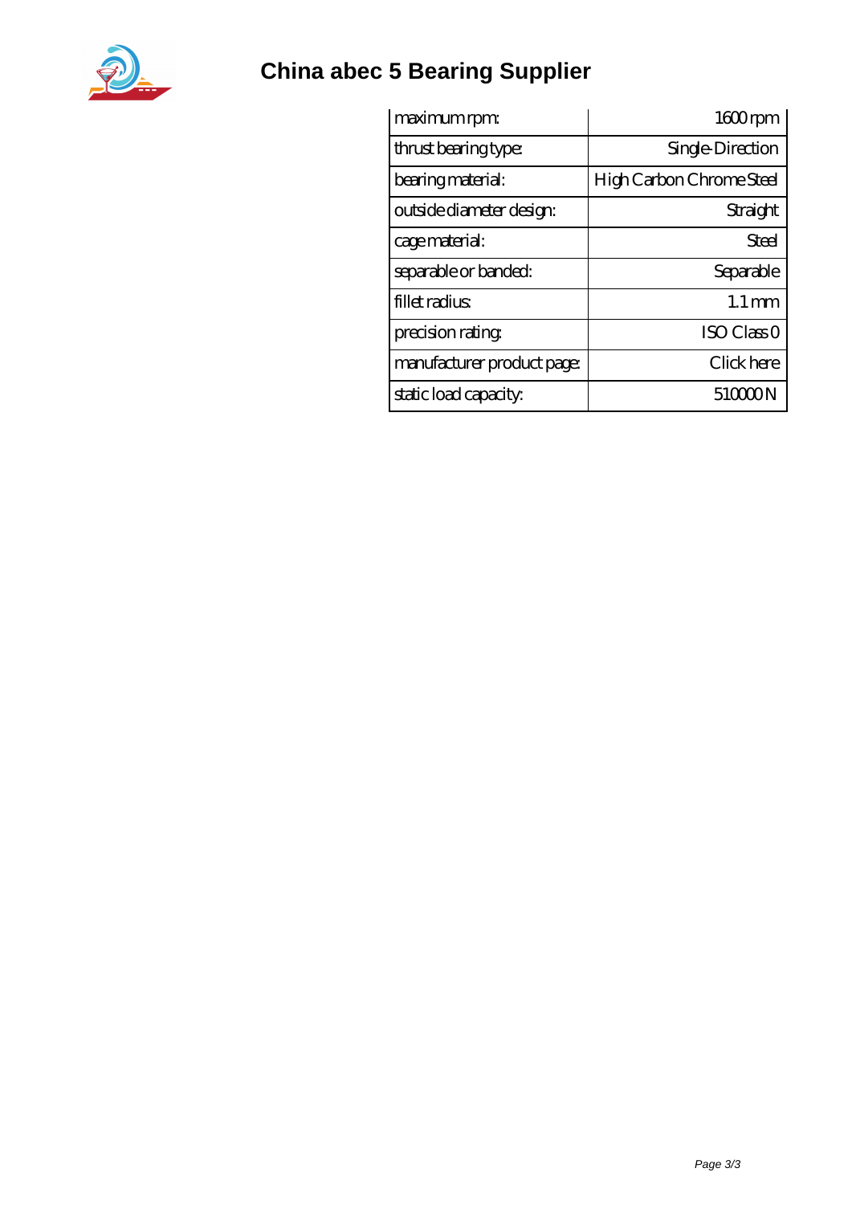# China abec 5 Bearing Supplier

| | |
|---|---|
| maximum rpm: | 1600 rpm |
| thrust bearing type: | Single-Direction |
| bearing material: | High Carbon Chrome Steel |
| outside diameter design: | Straight |
| cage material: | Steel |
| separable or banded: | Separable |
| fillet radius: | 1.1 mm |
| precision rating: | ISO Class 0 |
| manufacturer product page: | Click here |
| static load capacity: | 510000 N |